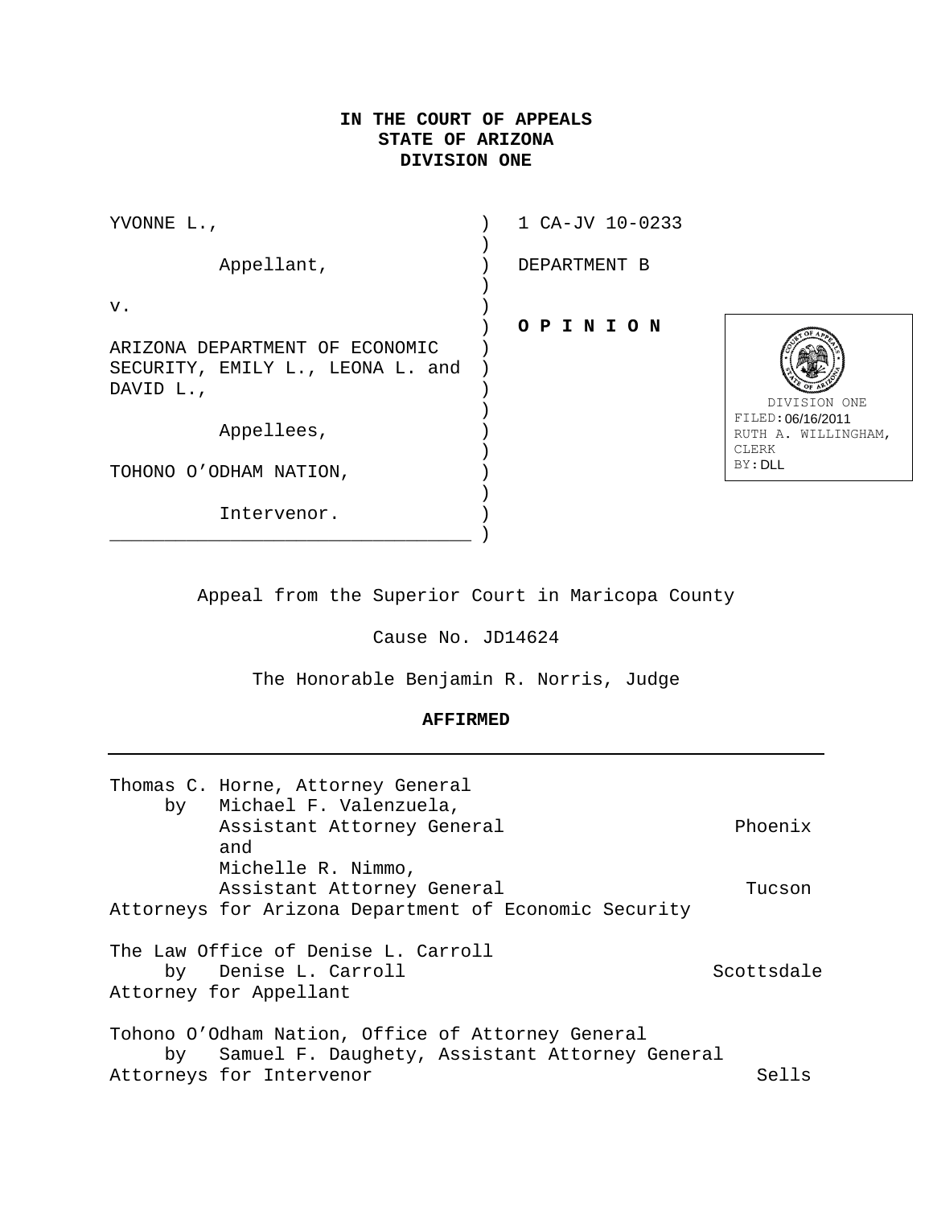**IN THE COURT OF APPEALS**
**STATE OF ARIZONA**
**DIVISION ONE**

| | |
|---|---|
| YVONNE L., | 1 CA-JV 10-0233 |
| Appellant, | DEPARTMENT B |
| v. | **O P I N I O N** |
| ARIZONA DEPARTMENT OF ECONOMIC SECURITY, EMILY L., LEONA L. and DAVID L., | |
| Appellees, | |
| TOHONO O'ODHAM NATION, | |
| Intervenor. | |

DIVISION ONE
FILED: 06/16/2011
RUTH A. WILLINGHAM, CLERK
BY: DLL

Appeal from the Superior Court in Maricopa County

Cause No. JD14624

The Honorable Benjamin R. Norris, Judge

**AFFIRMED**

---

Thomas C. Horne, Attorney General
by Michael F. Valenzuela, Assistant Attorney General — Phoenix
and
Michelle R. Nimmo, Assistant Attorney General — Tucson
Attorneys for Arizona Department of Economic Security

The Law Office of Denise L. Carroll
by Denise L. Carroll — Scottsdale
Attorney for Appellant

Tohono O'Odham Nation, Office of Attorney General
by Samuel F. Daughety, Assistant Attorney General
Attorneys for Intervenor — Sells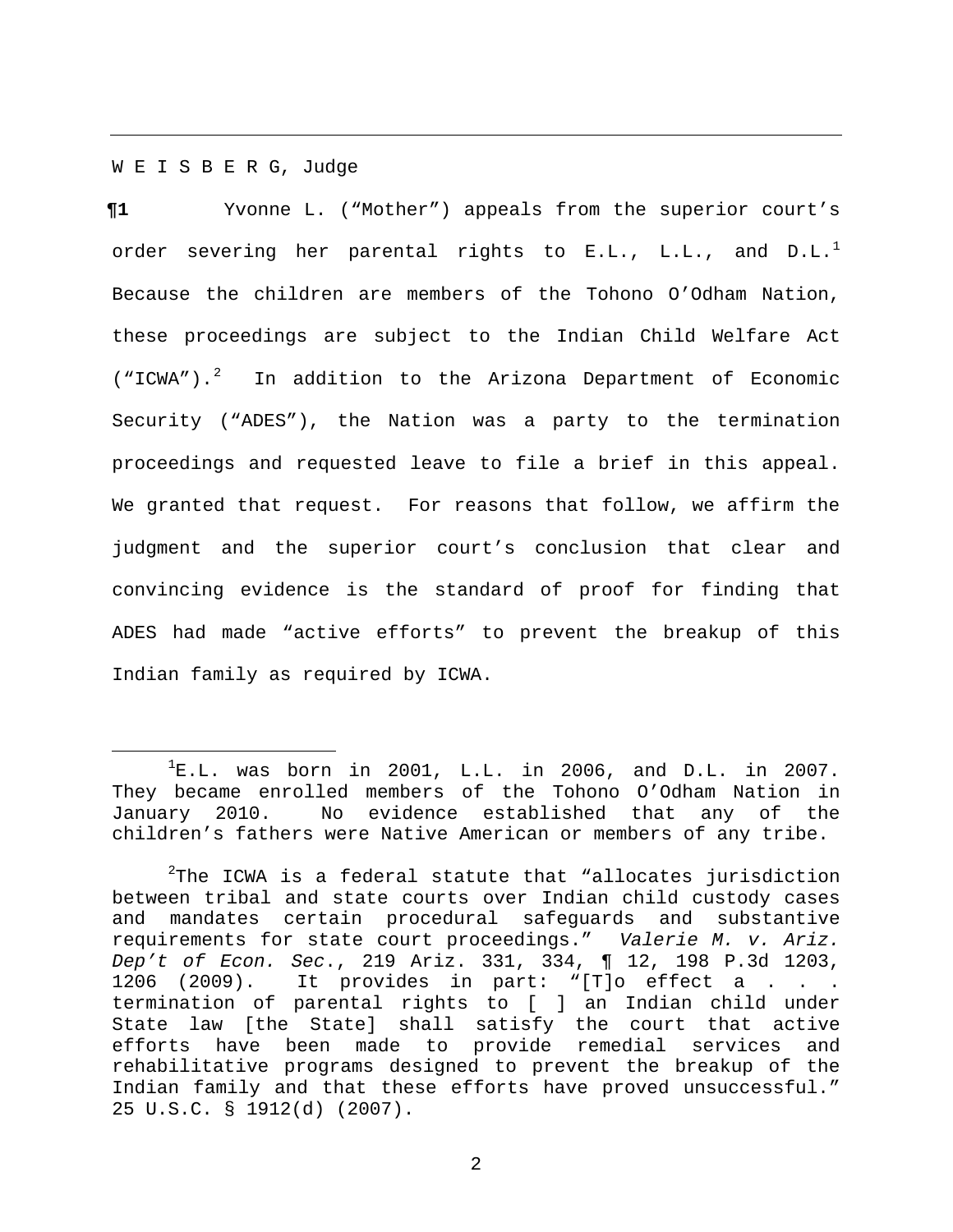W E I S B E R G, Judge

**¶1** Yvonne L. ("Mother") appeals from the superior court's order severing her parental rights to E.L., L.L., and D.L.[1] Because the children are members of the Tohono O'Odham Nation, these proceedings are subject to the Indian Child Welfare Act ("ICWA").[2] In addition to the Arizona Department of Economic Security ("ADES"), the Nation was a party to the termination proceedings and requested leave to file a brief in this appeal. We granted that request. For reasons that follow, we affirm the judgment and the superior court's conclusion that clear and convincing evidence is the standard of proof for finding that ADES had made "active efforts" to prevent the breakup of this Indian family as required by ICWA.

---

[1]E.L. was born in 2001, L.L. in 2006, and D.L. in 2007. They became enrolled members of the Tohono O'Odham Nation in January 2010. No evidence established that any of the children's fathers were Native American or members of any tribe.

[2]The ICWA is a federal statute that "allocates jurisdiction between tribal and state courts over Indian child custody cases and mandates certain procedural safeguards and substantive requirements for state court proceedings." *Valerie M. v. Ariz. Dep't of Econ. Sec*., 219 Ariz. 331, 334, ¶ 12, 198 P.3d 1203, 1206 (2009). It provides in part: "[T]o effect a . . . termination of parental rights to [ ] an Indian child under State law [the State] shall satisfy the court that active efforts have been made to provide remedial services and rehabilitative programs designed to prevent the breakup of the Indian family and that these efforts have proved unsuccessful." 25 U.S.C. § 1912(d) (2007).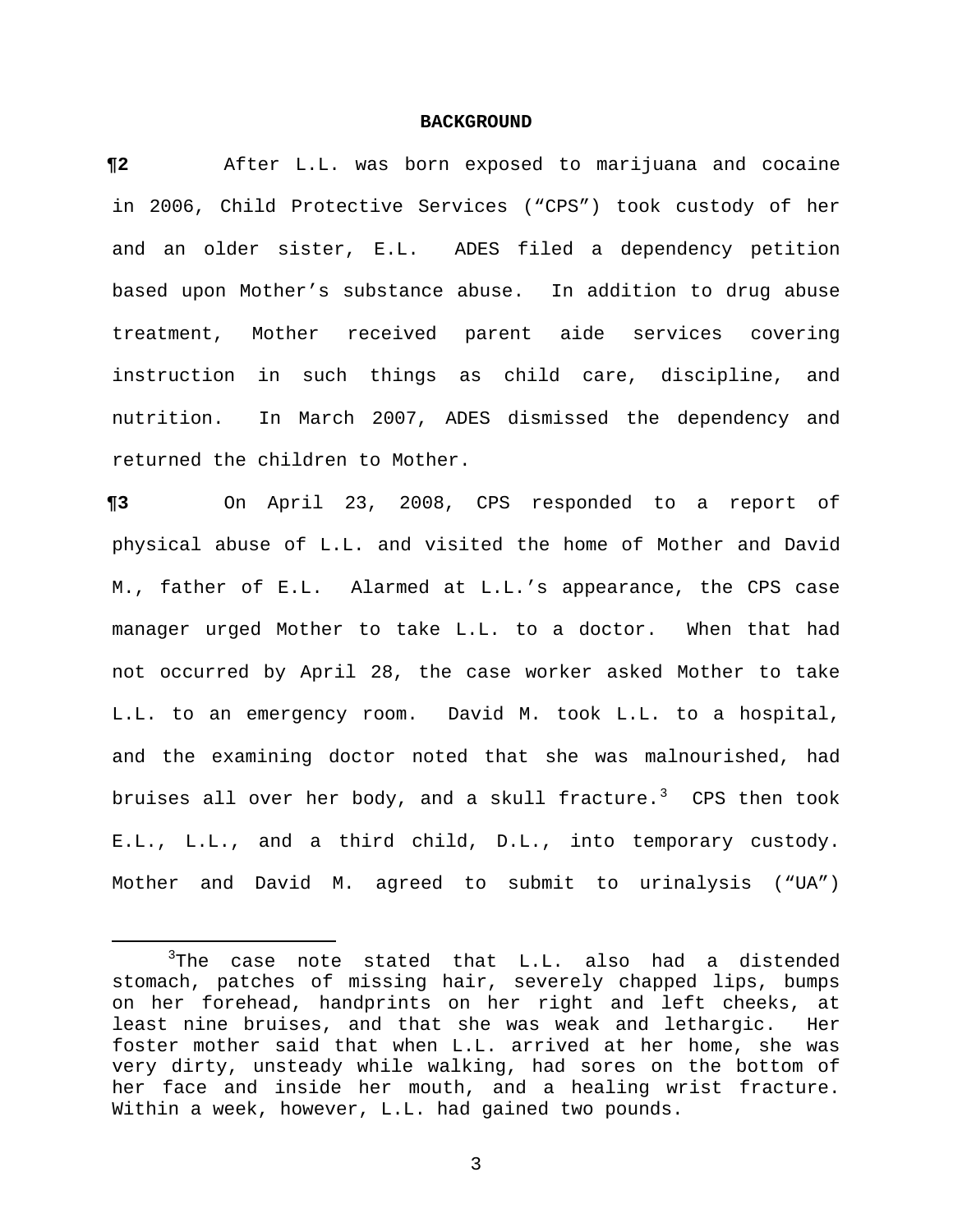## BACKGROUND

**¶2** After L.L. was born exposed to marijuana and cocaine in 2006, Child Protective Services ("CPS") took custody of her and an older sister, E.L. ADES filed a dependency petition based upon Mother's substance abuse. In addition to drug abuse treatment, Mother received parent aide services covering instruction in such things as child care, discipline, and nutrition. In March 2007, ADES dismissed the dependency and returned the children to Mother.

**¶3** On April 23, 2008, CPS responded to a report of physical abuse of L.L. and visited the home of Mother and David M., father of E.L. Alarmed at L.L.'s appearance, the CPS case manager urged Mother to take L.L. to a doctor. When that had not occurred by April 28, the case worker asked Mother to take L.L. to an emergency room. David M. took L.L. to a hospital, and the examining doctor noted that she was malnourished, had bruises all over her body, and a skull fracture.[3] CPS then took E.L., L.L., and a third child, D.L., into temporary custody. Mother and David M. agreed to submit to urinalysis ("UA")

---

[3]The case note stated that L.L. also had a distended stomach, patches of missing hair, severely chapped lips, bumps on her forehead, handprints on her right and left cheeks, at least nine bruises, and that she was weak and lethargic. Her foster mother said that when L.L. arrived at her home, she was very dirty, unsteady while walking, had sores on the bottom of her face and inside her mouth, and a healing wrist fracture. Within a week, however, L.L. had gained two pounds.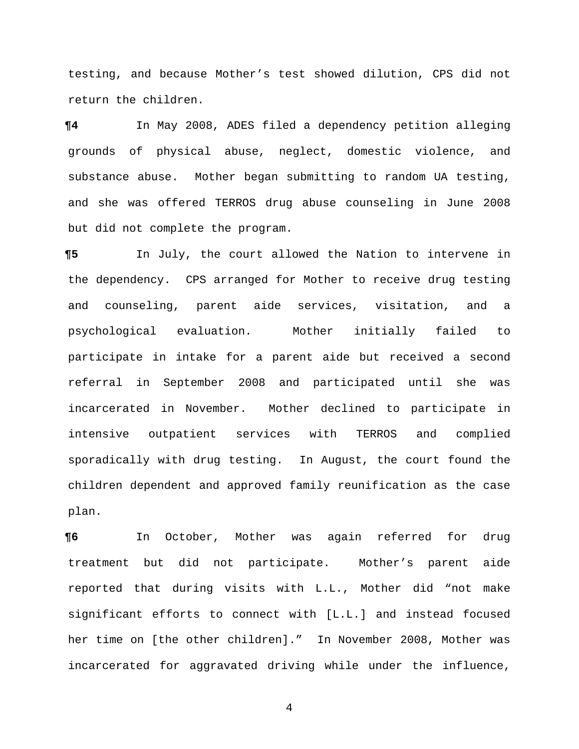testing, and because Mother's test showed dilution, CPS did not return the children.

**¶4** In May 2008, ADES filed a dependency petition alleging grounds of physical abuse, neglect, domestic violence, and substance abuse. Mother began submitting to random UA testing, and she was offered TERROS drug abuse counseling in June 2008 but did not complete the program.

**¶5** In July, the court allowed the Nation to intervene in the dependency. CPS arranged for Mother to receive drug testing and counseling, parent aide services, visitation, and a psychological evaluation. Mother initially failed to participate in intake for a parent aide but received a second referral in September 2008 and participated until she was incarcerated in November. Mother declined to participate in intensive outpatient services with TERROS and complied sporadically with drug testing. In August, the court found the children dependent and approved family reunification as the case plan.

**¶6** In October, Mother was again referred for drug treatment but did not participate. Mother's parent aide reported that during visits with L.L., Mother did "not make significant efforts to connect with [L.L.] and instead focused her time on [the other children]." In November 2008, Mother was incarcerated for aggravated driving while under the influence,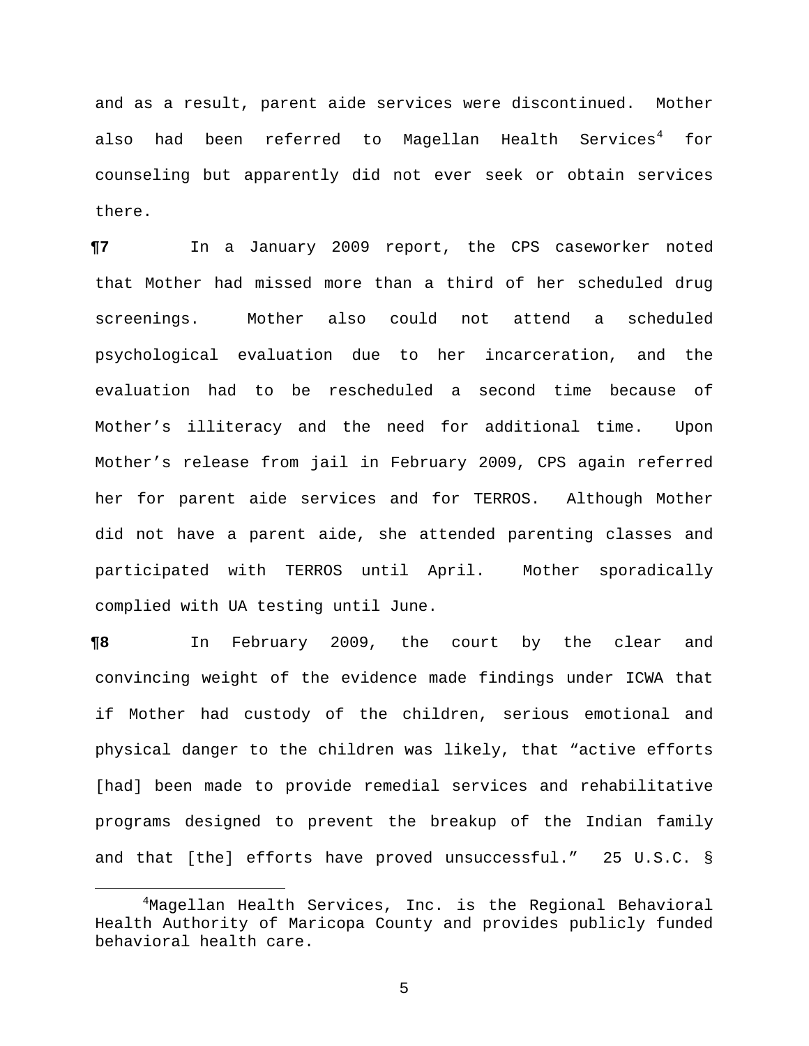and as a result, parent aide services were discontinued. Mother also had been referred to Magellan Health Services[4] for counseling but apparently did not ever seek or obtain services there.

**¶7** In a January 2009 report, the CPS caseworker noted that Mother had missed more than a third of her scheduled drug screenings. Mother also could not attend a scheduled psychological evaluation due to her incarceration, and the evaluation had to be rescheduled a second time because of Mother's illiteracy and the need for additional time. Upon Mother's release from jail in February 2009, CPS again referred her for parent aide services and for TERROS. Although Mother did not have a parent aide, she attended parenting classes and participated with TERROS until April. Mother sporadically complied with UA testing until June.

**¶8** In February 2009, the court by the clear and convincing weight of the evidence made findings under ICWA that if Mother had custody of the children, serious emotional and physical danger to the children was likely, that "active efforts [had] been made to provide remedial services and rehabilitative programs designed to prevent the breakup of the Indian family and that [the] efforts have proved unsuccessful." 25 U.S.C. §

---

[4]Magellan Health Services, Inc. is the Regional Behavioral Health Authority of Maricopa County and provides publicly funded behavioral health care.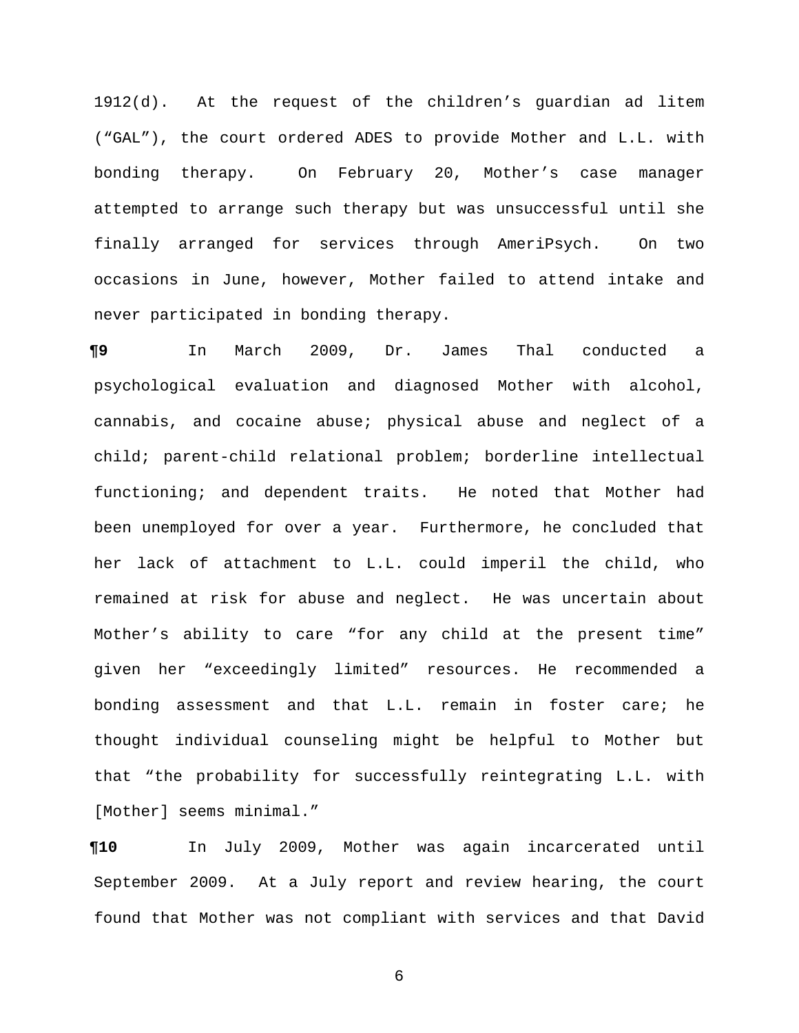1912(d). At the request of the children's guardian ad litem ("GAL"), the court ordered ADES to provide Mother and L.L. with bonding therapy. On February 20, Mother's case manager attempted to arrange such therapy but was unsuccessful until she finally arranged for services through AmeriPsych. On two occasions in June, however, Mother failed to attend intake and never participated in bonding therapy.

**¶9** In March 2009, Dr. James Thal conducted a psychological evaluation and diagnosed Mother with alcohol, cannabis, and cocaine abuse; physical abuse and neglect of a child; parent-child relational problem; borderline intellectual functioning; and dependent traits. He noted that Mother had been unemployed for over a year. Furthermore, he concluded that her lack of attachment to L.L. could imperil the child, who remained at risk for abuse and neglect. He was uncertain about Mother's ability to care "for any child at the present time" given her "exceedingly limited" resources. He recommended a bonding assessment and that L.L. remain in foster care; he thought individual counseling might be helpful to Mother but that "the probability for successfully reintegrating L.L. with [Mother] seems minimal."

**¶10** In July 2009, Mother was again incarcerated until September 2009. At a July report and review hearing, the court found that Mother was not compliant with services and that David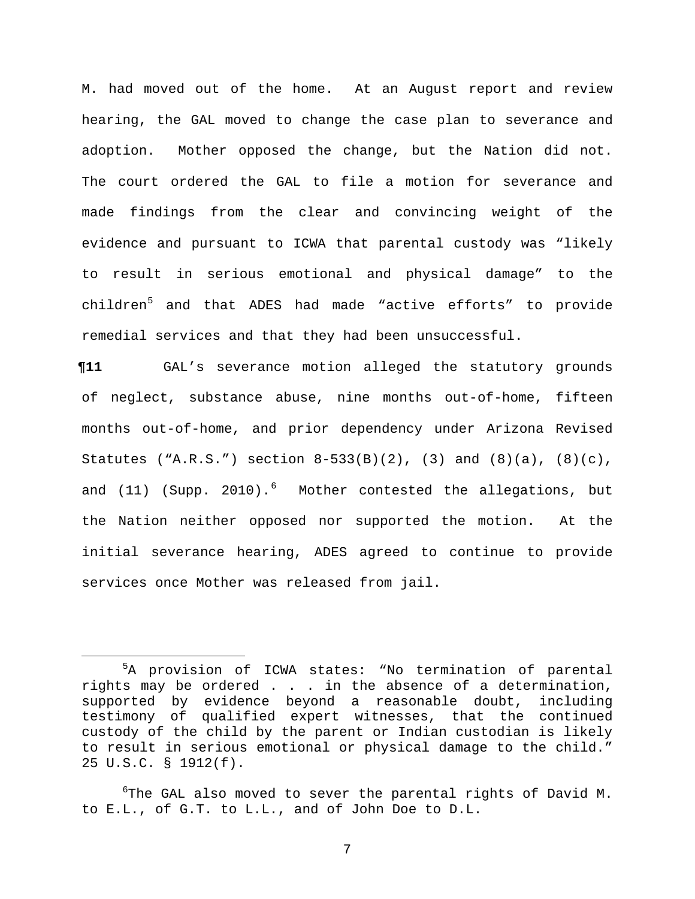M. had moved out of the home. At an August report and review hearing, the GAL moved to change the case plan to severance and adoption. Mother opposed the change, but the Nation did not. The court ordered the GAL to file a motion for severance and made findings from the clear and convincing weight of the evidence and pursuant to ICWA that parental custody was "likely to result in serious emotional and physical damage" to the children[5] and that ADES had made "active efforts" to provide remedial services and that they had been unsuccessful.

**¶11** GAL's severance motion alleged the statutory grounds of neglect, substance abuse, nine months out-of-home, fifteen months out-of-home, and prior dependency under Arizona Revised Statutes ("A.R.S.") section 8-533(B)(2), (3) and (8)(a), (8)(c), and (11) (Supp. 2010).[6] Mother contested the allegations, but the Nation neither opposed nor supported the motion. At the initial severance hearing, ADES agreed to continue to provide services once Mother was released from jail.

---

[5]A provision of ICWA states: "No termination of parental rights may be ordered . . . in the absence of a determination, supported by evidence beyond a reasonable doubt, including testimony of qualified expert witnesses, that the continued custody of the child by the parent or Indian custodian is likely to result in serious emotional or physical damage to the child." 25 U.S.C. § 1912(f).

[6]The GAL also moved to sever the parental rights of David M. to E.L., of G.T. to L.L., and of John Doe to D.L.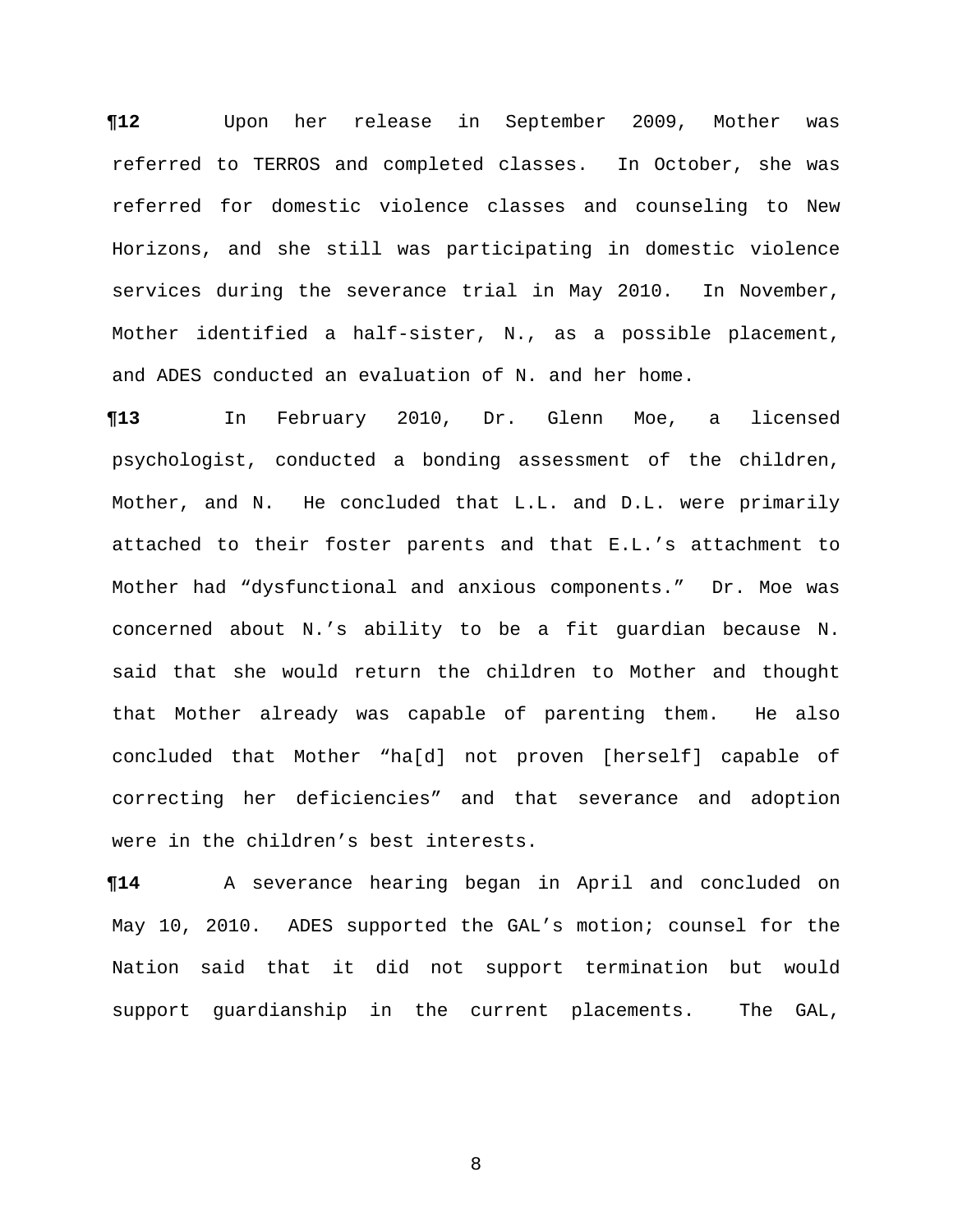**¶12** Upon her release in September 2009, Mother was referred to TERROS and completed classes. In October, she was referred for domestic violence classes and counseling to New Horizons, and she still was participating in domestic violence services during the severance trial in May 2010. In November, Mother identified a half-sister, N., as a possible placement, and ADES conducted an evaluation of N. and her home.

**¶13** In February 2010, Dr. Glenn Moe, a licensed psychologist, conducted a bonding assessment of the children, Mother, and N. He concluded that L.L. and D.L. were primarily attached to their foster parents and that E.L.'s attachment to Mother had "dysfunctional and anxious components." Dr. Moe was concerned about N.'s ability to be a fit guardian because N. said that she would return the children to Mother and thought that Mother already was capable of parenting them. He also concluded that Mother "ha[d] not proven [herself] capable of correcting her deficiencies" and that severance and adoption were in the children's best interests.

**¶14** A severance hearing began in April and concluded on May 10, 2010. ADES supported the GAL's motion; counsel for the Nation said that it did not support termination but would support guardianship in the current placements. The GAL,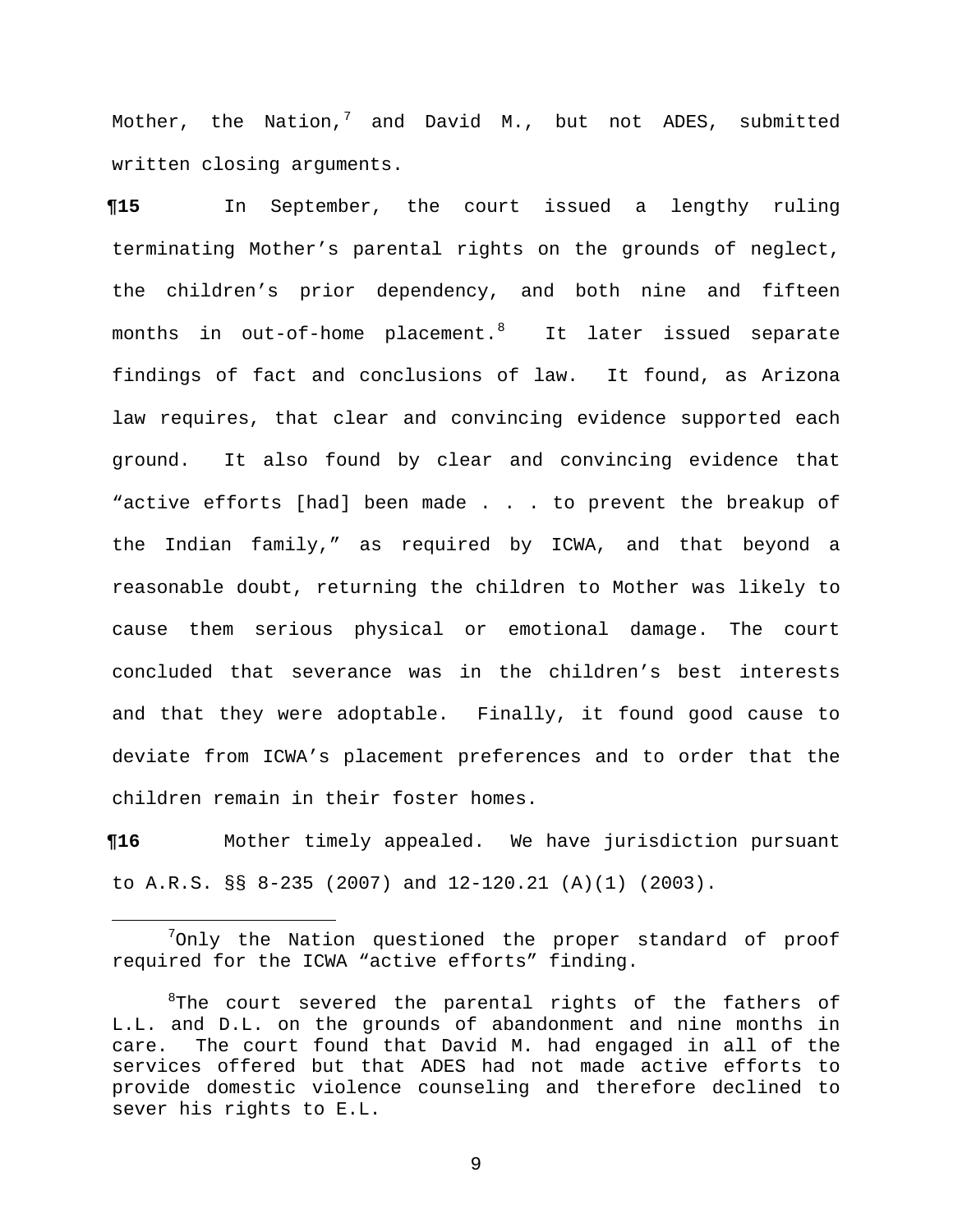Mother, the Nation,[7] and David M., but not ADES, submitted written closing arguments.

**¶15** In September, the court issued a lengthy ruling terminating Mother's parental rights on the grounds of neglect, the children's prior dependency, and both nine and fifteen months in out-of-home placement.[8] It later issued separate findings of fact and conclusions of law. It found, as Arizona law requires, that clear and convincing evidence supported each ground. It also found by clear and convincing evidence that "active efforts [had] been made . . . to prevent the breakup of the Indian family," as required by ICWA, and that beyond a reasonable doubt, returning the children to Mother was likely to cause them serious physical or emotional damage. The court concluded that severance was in the children's best interests and that they were adoptable. Finally, it found good cause to deviate from ICWA's placement preferences and to order that the children remain in their foster homes.

**¶16** Mother timely appealed. We have jurisdiction pursuant to A.R.S. §§ 8-235 (2007) and 12-120.21 (A)(1) (2003).

---

[7]Only the Nation questioned the proper standard of proof required for the ICWA "active efforts" finding.

[8]The court severed the parental rights of the fathers of L.L. and D.L. on the grounds of abandonment and nine months in care. The court found that David M. had engaged in all of the services offered but that ADES had not made active efforts to provide domestic violence counseling and therefore declined to sever his rights to E.L.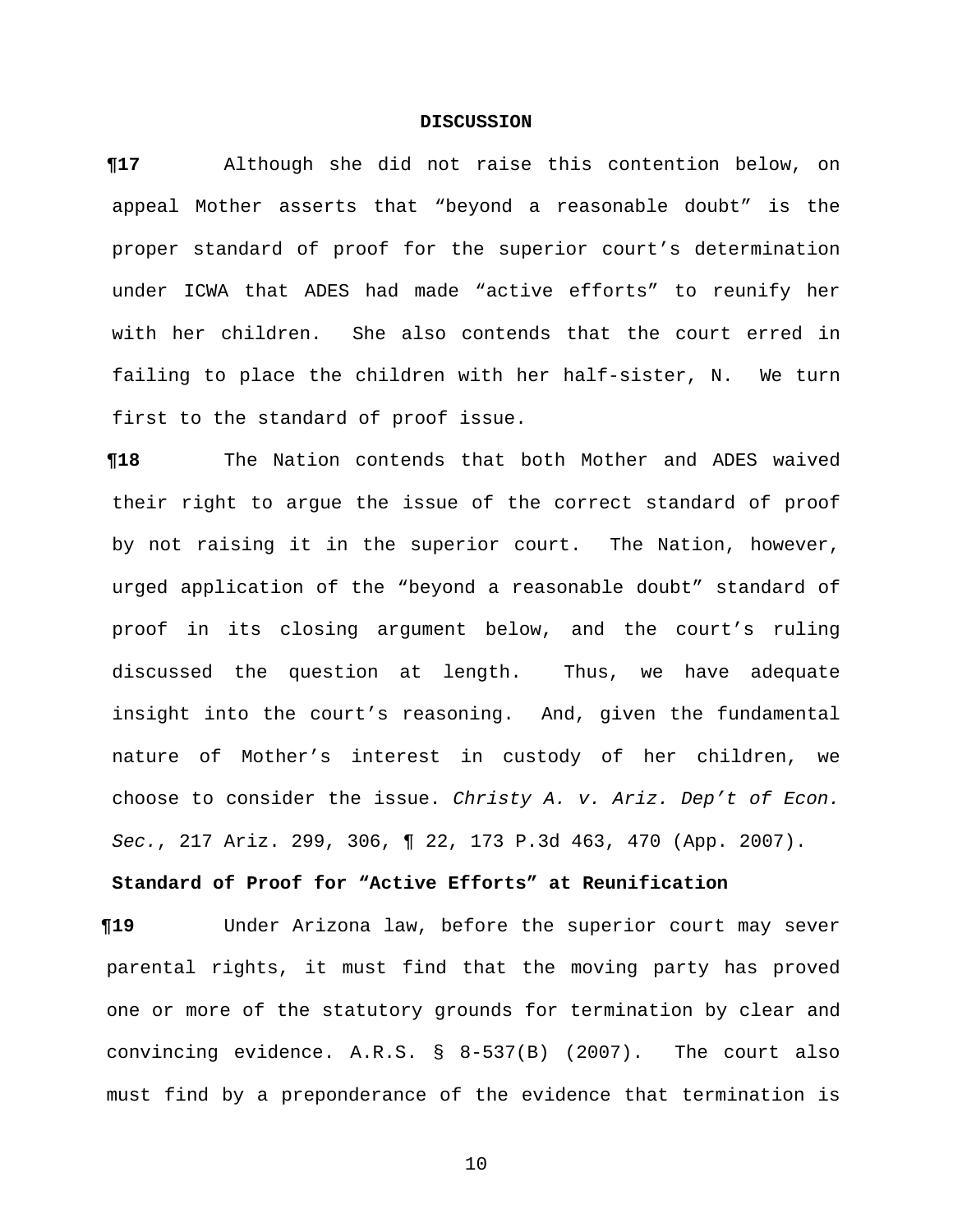## DISCUSSION

**¶17** Although she did not raise this contention below, on appeal Mother asserts that "beyond a reasonable doubt" is the proper standard of proof for the superior court's determination under ICWA that ADES had made "active efforts" to reunify her with her children. She also contends that the court erred in failing to place the children with her half-sister, N. We turn first to the standard of proof issue.

**¶18** The Nation contends that both Mother and ADES waived their right to argue the issue of the correct standard of proof by not raising it in the superior court. The Nation, however, urged application of the "beyond a reasonable doubt" standard of proof in its closing argument below, and the court's ruling discussed the question at length. Thus, we have adequate insight into the court's reasoning. And, given the fundamental nature of Mother's interest in custody of her children, we choose to consider the issue. *Christy A. v. Ariz. Dep't of Econ. Sec.*, 217 Ariz. 299, 306, ¶ 22, 173 P.3d 463, 470 (App. 2007).

### Standard of Proof for "Active Efforts" at Reunification

**¶19** Under Arizona law, before the superior court may sever parental rights, it must find that the moving party has proved one or more of the statutory grounds for termination by clear and convincing evidence. A.R.S. § 8-537(B) (2007). The court also must find by a preponderance of the evidence that termination is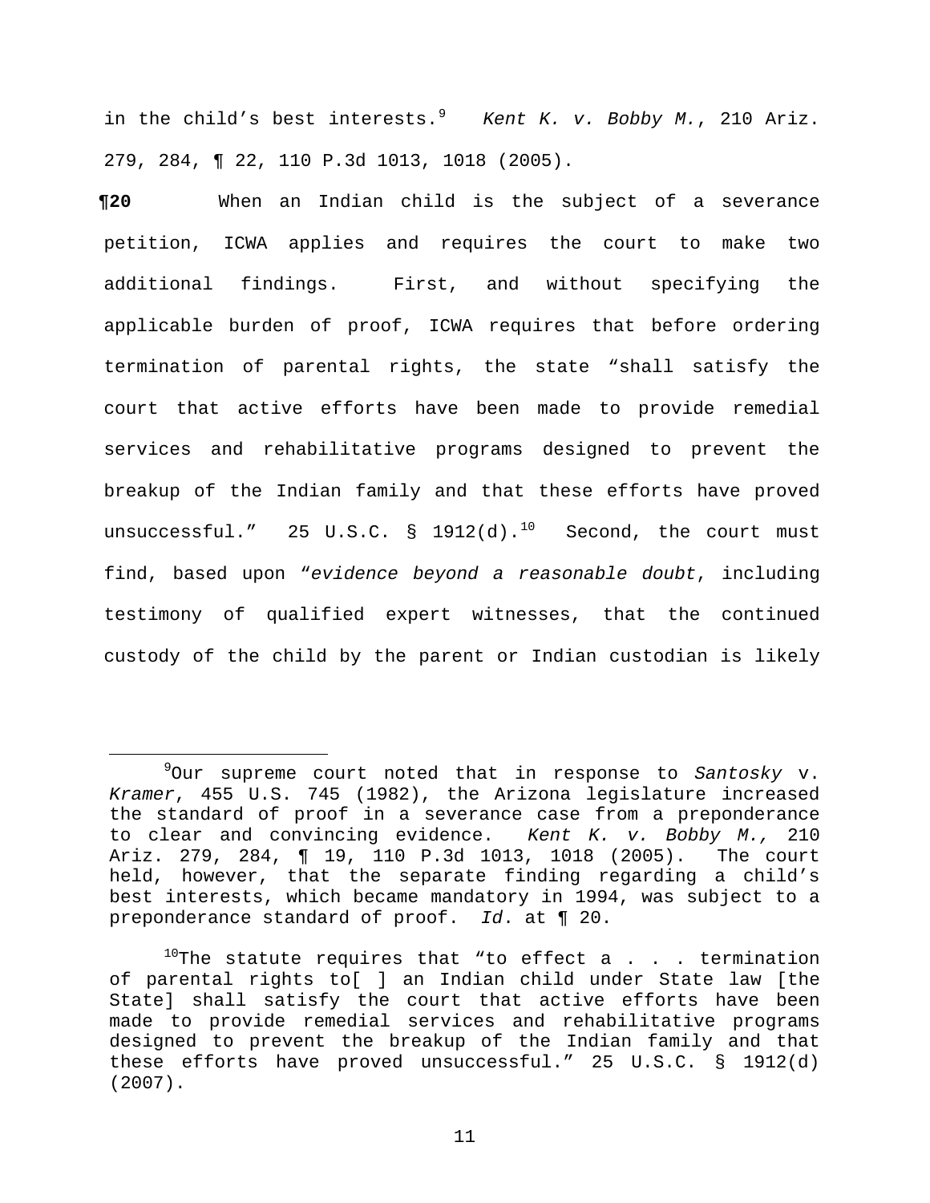in the child's best interests.[9] *Kent K. v. Bobby M.*, 210 Ariz. 279, 284, ¶ 22, 110 P.3d 1013, 1018 (2005).

**¶20** When an Indian child is the subject of a severance petition, ICWA applies and requires the court to make two additional findings. First, and without specifying the applicable burden of proof, ICWA requires that before ordering termination of parental rights, the state "shall satisfy the court that active efforts have been made to provide remedial services and rehabilitative programs designed to prevent the breakup of the Indian family and that these efforts have proved unsuccessful." 25 U.S.C. § 1912(d).[10] Second, the court must find, based upon "*evidence beyond a reasonable doubt*, including testimony of qualified expert witnesses, that the continued custody of the child by the parent or Indian custodian is likely

---

[9]Our supreme court noted that in response to *Santosky* v. *Kramer*, 455 U.S. 745 (1982), the Arizona legislature increased the standard of proof in a severance case from a preponderance to clear and convincing evidence. *Kent K. v. Bobby M.,* 210 Ariz. 279, 284, ¶ 19, 110 P.3d 1013, 1018 (2005). The court held, however, that the separate finding regarding a child's best interests, which became mandatory in 1994, was subject to a preponderance standard of proof. *Id*. at ¶ 20.

[10]The statute requires that "to effect a . . . termination of parental rights to[ ] an Indian child under State law [the State] shall satisfy the court that active efforts have been made to provide remedial services and rehabilitative programs designed to prevent the breakup of the Indian family and that these efforts have proved unsuccessful." 25 U.S.C. § 1912(d) (2007).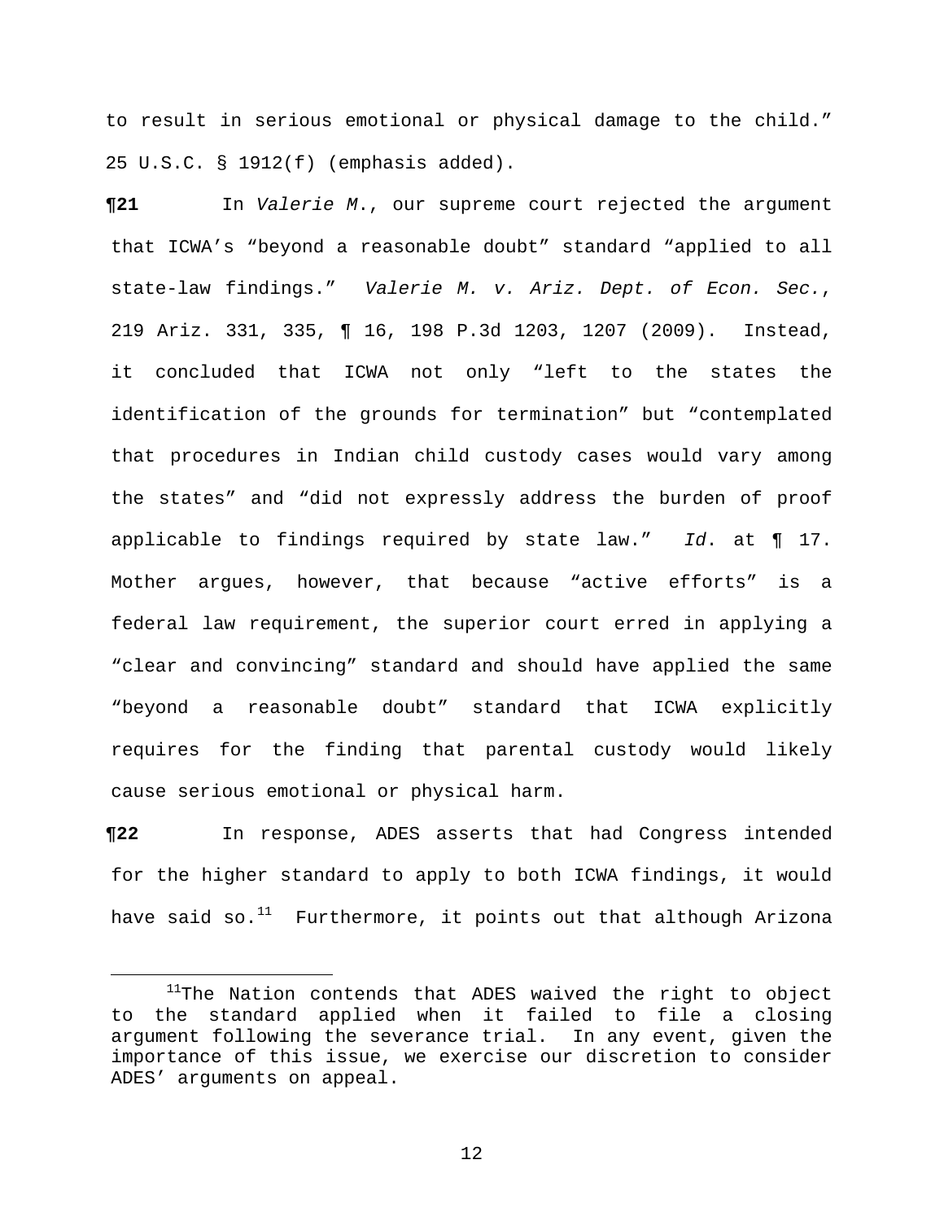to result in serious emotional or physical damage to the child." 25 U.S.C. § 1912(f) (emphasis added).

**¶21** In *Valerie M.*, our supreme court rejected the argument that ICWA's "beyond a reasonable doubt" standard "applied to all state-law findings." *Valerie M. v. Ariz. Dept. of Econ. Sec.*, 219 Ariz. 331, 335, ¶ 16, 198 P.3d 1203, 1207 (2009). Instead, it concluded that ICWA not only "left to the states the identification of the grounds for termination" but "contemplated that procedures in Indian child custody cases would vary among the states" and "did not expressly address the burden of proof applicable to findings required by state law." *Id*. at ¶ 17. Mother argues, however, that because "active efforts" is a federal law requirement, the superior court erred in applying a "clear and convincing" standard and should have applied the same "beyond a reasonable doubt" standard that ICWA explicitly requires for the finding that parental custody would likely cause serious emotional or physical harm.

**¶22** In response, ADES asserts that had Congress intended for the higher standard to apply to both ICWA findings, it would have said so.[11] Furthermore, it points out that although Arizona

[11] The Nation contends that ADES waived the right to object to the standard applied when it failed to file a closing argument following the severance trial. In any event, given the importance of this issue, we exercise our discretion to consider ADES' arguments on appeal.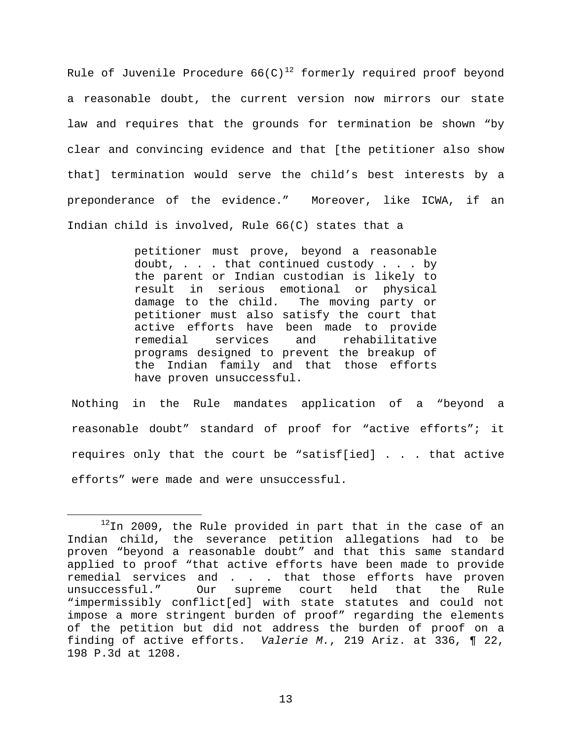Rule of Juvenile Procedure 66(C)[12] formerly required proof beyond a reasonable doubt, the current version now mirrors our state law and requires that the grounds for termination be shown "by clear and convincing evidence and that [the petitioner also show that] termination would serve the child's best interests by a preponderance of the evidence." Moreover, like ICWA, if an Indian child is involved, Rule 66(C) states that a

> petitioner must prove, beyond a reasonable doubt, . . . that continued custody . . . by the parent or Indian custodian is likely to result in serious emotional or physical damage to the child. The moving party or petitioner must also satisfy the court that active efforts have been made to provide remedial services and rehabilitative programs designed to prevent the breakup of the Indian family and that those efforts have proven unsuccessful.

Nothing in the Rule mandates application of a "beyond a reasonable doubt" standard of proof for "active efforts"; it requires only that the court be "satisf[ied] . . . that active efforts" were made and were unsuccessful.

---

[12] In 2009, the Rule provided in part that in the case of an Indian child, the severance petition allegations had to be proven "beyond a reasonable doubt" and that this same standard applied to proof "that active efforts have been made to provide remedial services and . . . that those efforts have proven unsuccessful." Our supreme court held that the Rule "impermissibly conflict[ed] with state statutes and could not impose a more stringent burden of proof" regarding the elements of the petition but did not address the burden of proof on a finding of active efforts. *Valerie M.*, 219 Ariz. at 336, ¶ 22, 198 P.3d at 1208.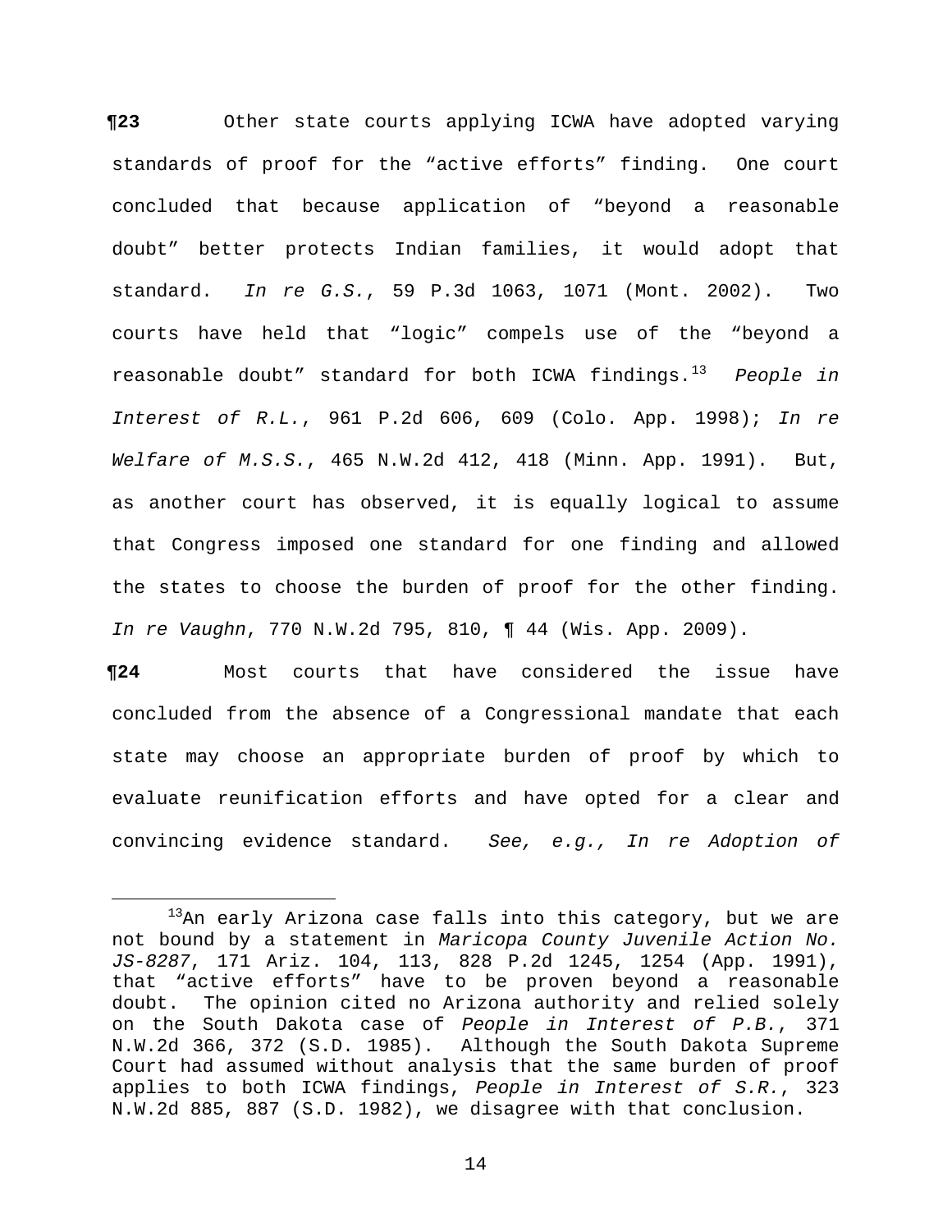**¶23** Other state courts applying ICWA have adopted varying standards of proof for the "active efforts" finding. One court concluded that because application of "beyond a reasonable doubt" better protects Indian families, it would adopt that standard. *In re G.S.*, 59 P.3d 1063, 1071 (Mont. 2002). Two courts have held that "logic" compels use of the "beyond a reasonable doubt" standard for both ICWA findings.[13] *People in Interest of R.L.*, 961 P.2d 606, 609 (Colo. App. 1998); *In re Welfare of M.S.S.*, 465 N.W.2d 412, 418 (Minn. App. 1991). But, as another court has observed, it is equally logical to assume that Congress imposed one standard for one finding and allowed the states to choose the burden of proof for the other finding. *In re Vaughn*, 770 N.W.2d 795, 810, ¶ 44 (Wis. App. 2009).

**¶24** Most courts that have considered the issue have concluded from the absence of a Congressional mandate that each state may choose an appropriate burden of proof by which to evaluate reunification efforts and have opted for a clear and convincing evidence standard. *See, e.g., In re Adoption of*

---

[13]An early Arizona case falls into this category, but we are not bound by a statement in *Maricopa County Juvenile Action No. JS-8287*, 171 Ariz. 104, 113, 828 P.2d 1245, 1254 (App. 1991), that "active efforts" have to be proven beyond a reasonable doubt. The opinion cited no Arizona authority and relied solely on the South Dakota case of *People in Interest of P.B.*, 371 N.W.2d 366, 372 (S.D. 1985). Although the South Dakota Supreme Court had assumed without analysis that the same burden of proof applies to both ICWA findings, *People in Interest of S.R.*, 323 N.W.2d 885, 887 (S.D. 1982), we disagree with that conclusion.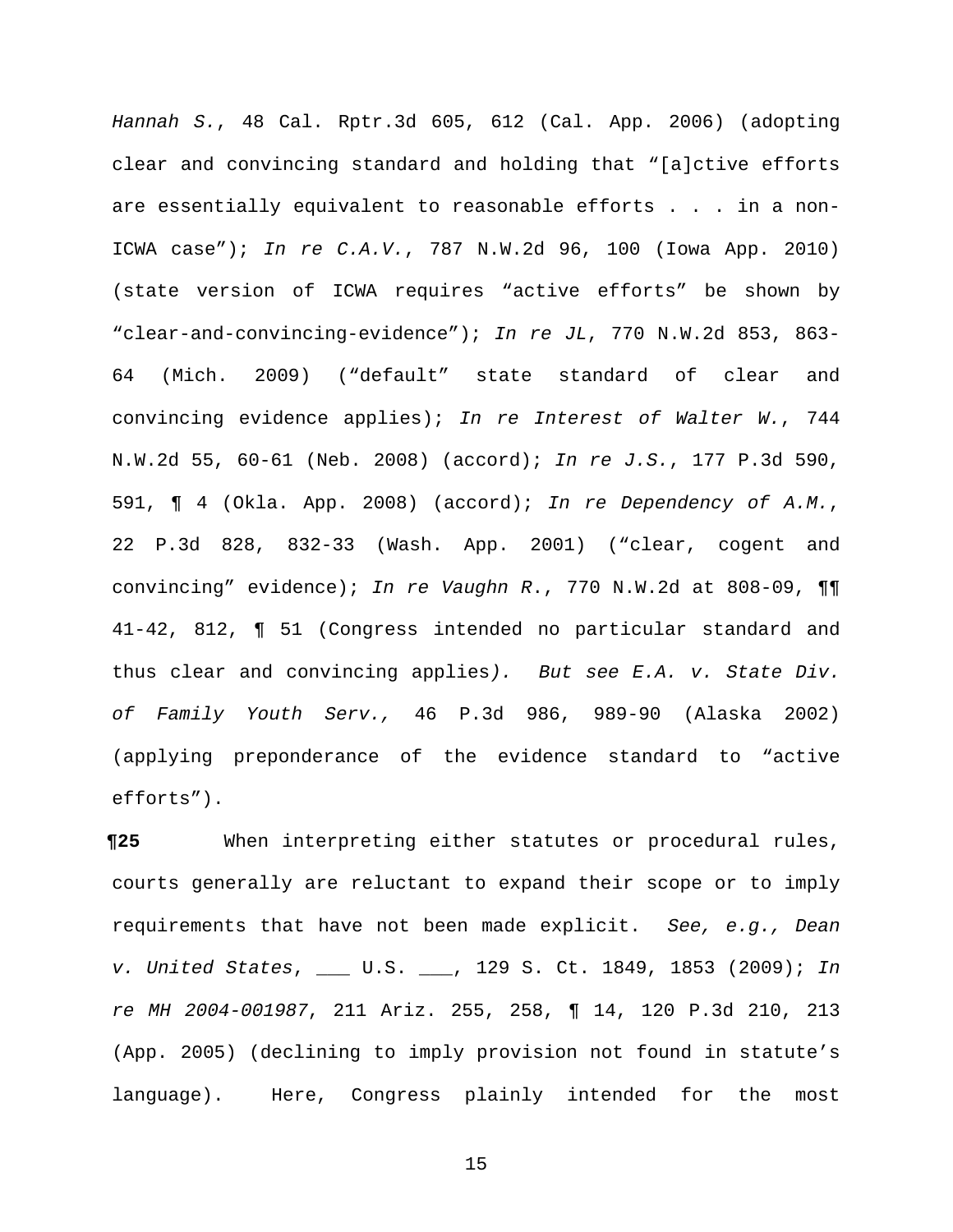*Hannah S.*, 48 Cal. Rptr.3d 605, 612 (Cal. App. 2006) (adopting clear and convincing standard and holding that "[a]ctive efforts are essentially equivalent to reasonable efforts . . . in a non-ICWA case"); *In re C.A.V.*, 787 N.W.2d 96, 100 (Iowa App. 2010) (state version of ICWA requires "active efforts" be shown by "clear-and-convincing-evidence"); *In re JL*, 770 N.W.2d 853, 863-64 (Mich. 2009) ("default" state standard of clear and convincing evidence applies); *In re Interest of Walter W.*, 744 N.W.2d 55, 60-61 (Neb. 2008) (accord); *In re J.S.*, 177 P.3d 590, 591, ¶ 4 (Okla. App. 2008) (accord); *In re Dependency of A.M.*, 22 P.3d 828, 832-33 (Wash. App. 2001) ("clear, cogent and convincing" evidence); *In re Vaughn R*., 770 N.W.2d at 808-09, ¶¶ 41-42, 812, ¶ 51 (Congress intended no particular standard and thus clear and convincing applies). *But see E.A. v. State Div. of Family Youth Serv.,* 46 P.3d 986, 989-90 (Alaska 2002) (applying preponderance of the evidence standard to "active efforts").

**¶25** When interpreting either statutes or procedural rules, courts generally are reluctant to expand their scope or to imply requirements that have not been made explicit. *See, e.g., Dean v. United States*, ___ U.S. ___, 129 S. Ct. 1849, 1853 (2009); *In re MH 2004-001987*, 211 Ariz. 255, 258, ¶ 14, 120 P.3d 210, 213 (App. 2005) (declining to imply provision not found in statute's language). Here, Congress plainly intended for the most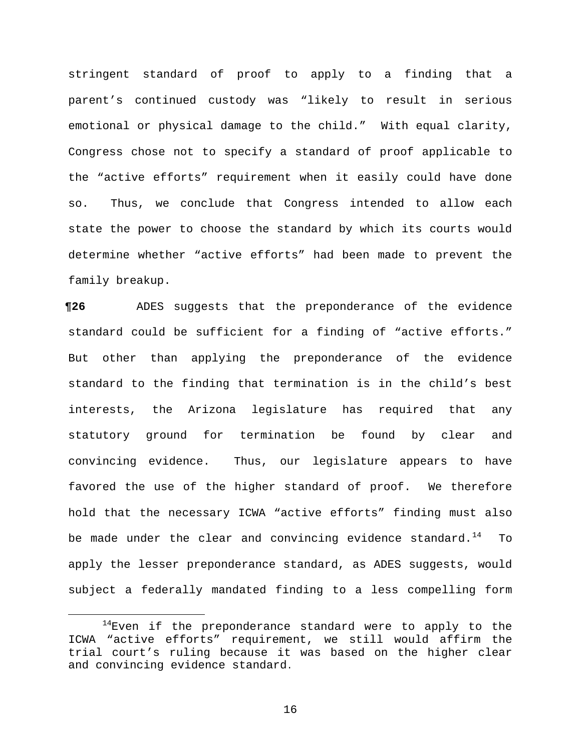stringent standard of proof to apply to a finding that a parent's continued custody was "likely to result in serious emotional or physical damage to the child." With equal clarity, Congress chose not to specify a standard of proof applicable to the "active efforts" requirement when it easily could have done so. Thus, we conclude that Congress intended to allow each state the power to choose the standard by which its courts would determine whether "active efforts" had been made to prevent the family breakup.

**¶26** ADES suggests that the preponderance of the evidence standard could be sufficient for a finding of "active efforts." But other than applying the preponderance of the evidence standard to the finding that termination is in the child's best interests, the Arizona legislature has required that any statutory ground for termination be found by clear and convincing evidence. Thus, our legislature appears to have favored the use of the higher standard of proof. We therefore hold that the necessary ICWA "active efforts" finding must also be made under the clear and convincing evidence standard.[14] To apply the lesser preponderance standard, as ADES suggests, would subject a federally mandated finding to a less compelling form

---

[14] Even if the preponderance standard were to apply to the ICWA "active efforts" requirement, we still would affirm the trial court's ruling because it was based on the higher clear and convincing evidence standard.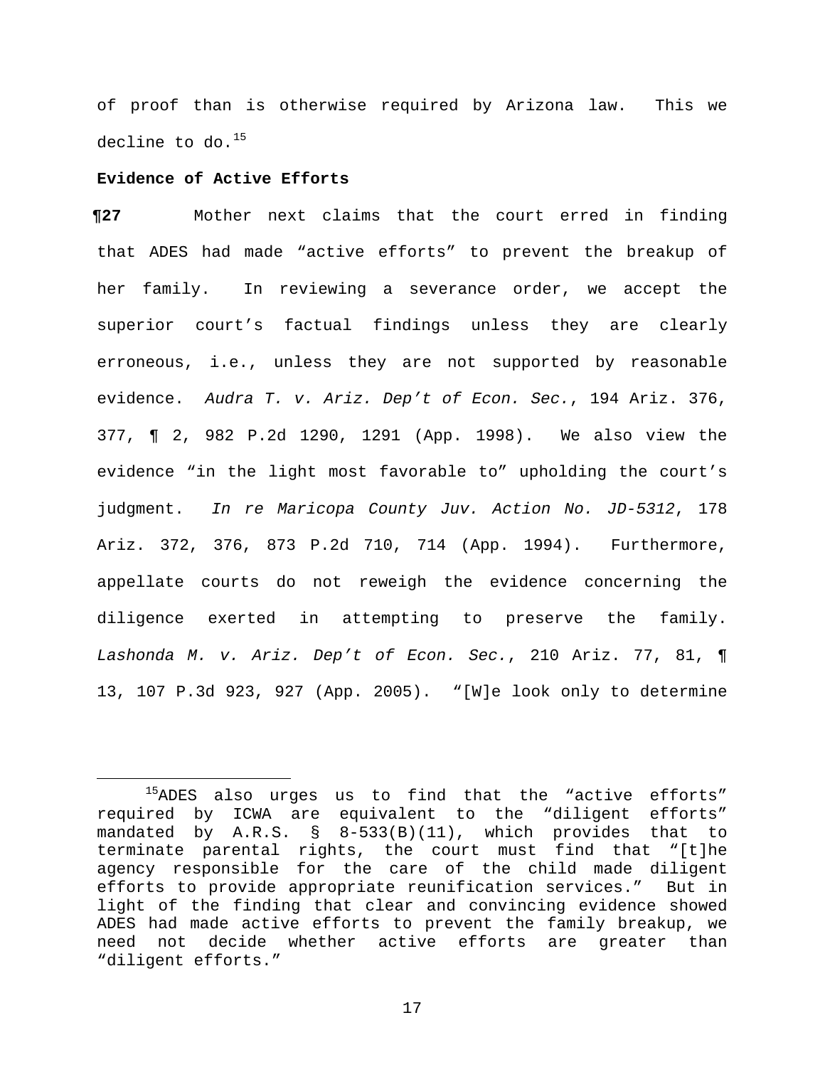of proof than is otherwise required by Arizona law. This we decline to do.[15]

**Evidence of Active Efforts**

**¶27** Mother next claims that the court erred in finding that ADES had made "active efforts" to prevent the breakup of her family. In reviewing a severance order, we accept the superior court's factual findings unless they are clearly erroneous, i.e., unless they are not supported by reasonable evidence. *Audra T. v. Ariz. Dep't of Econ. Sec.*, 194 Ariz. 376, 377, ¶ 2, 982 P.2d 1290, 1291 (App. 1998). We also view the evidence "in the light most favorable to" upholding the court's judgment. *In re Maricopa County Juv. Action No. JD-5312*, 178 Ariz. 372, 376, 873 P.2d 710, 714 (App. 1994). Furthermore, appellate courts do not reweigh the evidence concerning the diligence exerted in attempting to preserve the family. *Lashonda M. v. Ariz. Dep't of Econ. Sec.*, 210 Ariz. 77, 81, ¶ 13, 107 P.3d 923, 927 (App. 2005). "[W]e look only to determine

---

[15]ADES also urges us to find that the "active efforts" required by ICWA are equivalent to the "diligent efforts" mandated by A.R.S. § 8-533(B)(11), which provides that to terminate parental rights, the court must find that "[t]he agency responsible for the care of the child made diligent efforts to provide appropriate reunification services." But in light of the finding that clear and convincing evidence showed ADES had made active efforts to prevent the family breakup, we need not decide whether active efforts are greater than "diligent efforts."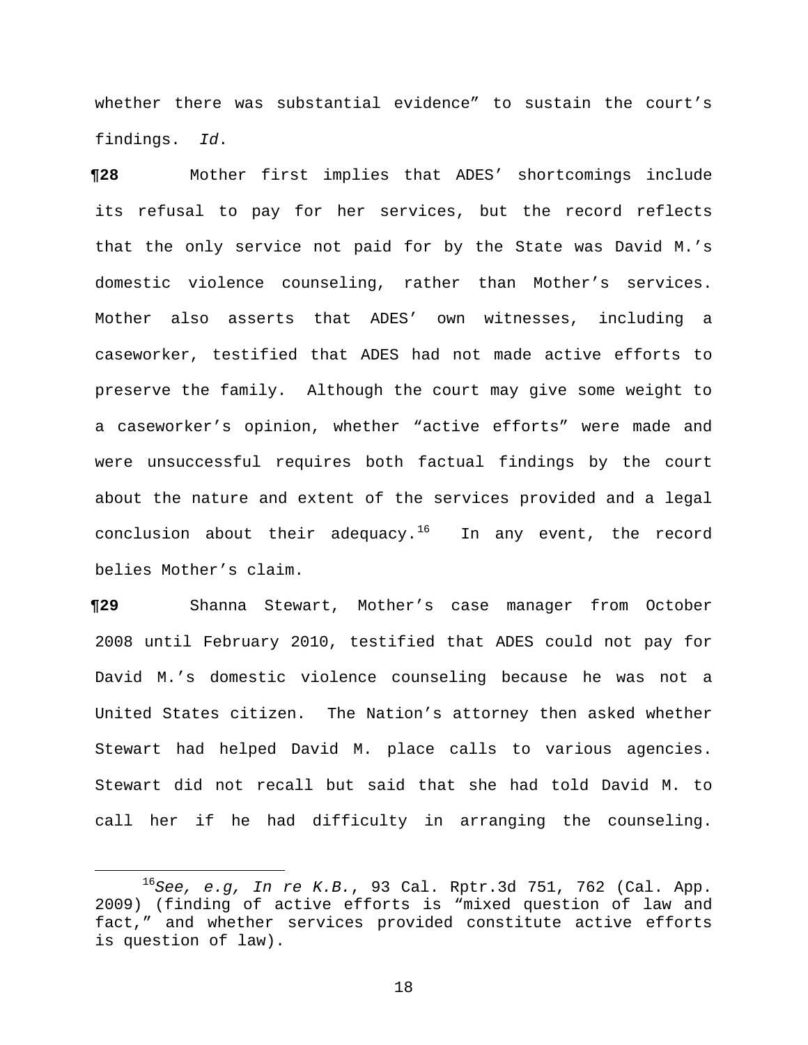whether there was substantial evidence" to sustain the court's findings. *Id.*

**¶28** Mother first implies that ADES' shortcomings include its refusal to pay for her services, but the record reflects that the only service not paid for by the State was David M.'s domestic violence counseling, rather than Mother's services. Mother also asserts that ADES' own witnesses, including a caseworker, testified that ADES had not made active efforts to preserve the family. Although the court may give some weight to a caseworker's opinion, whether "active efforts" were made and were unsuccessful requires both factual findings by the court about the nature and extent of the services provided and a legal conclusion about their adequacy.[16] In any event, the record belies Mother's claim.

**¶29** Shanna Stewart, Mother's case manager from October 2008 until February 2010, testified that ADES could not pay for David M.'s domestic violence counseling because he was not a United States citizen. The Nation's attorney then asked whether Stewart had helped David M. place calls to various agencies. Stewart did not recall but said that she had told David M. to call her if he had difficulty in arranging the counseling.

---

[16] *See, e.g, In re K.B.*, 93 Cal. Rptr.3d 751, 762 (Cal. App. 2009) (finding of active efforts is "mixed question of law and fact," and whether services provided constitute active efforts is question of law).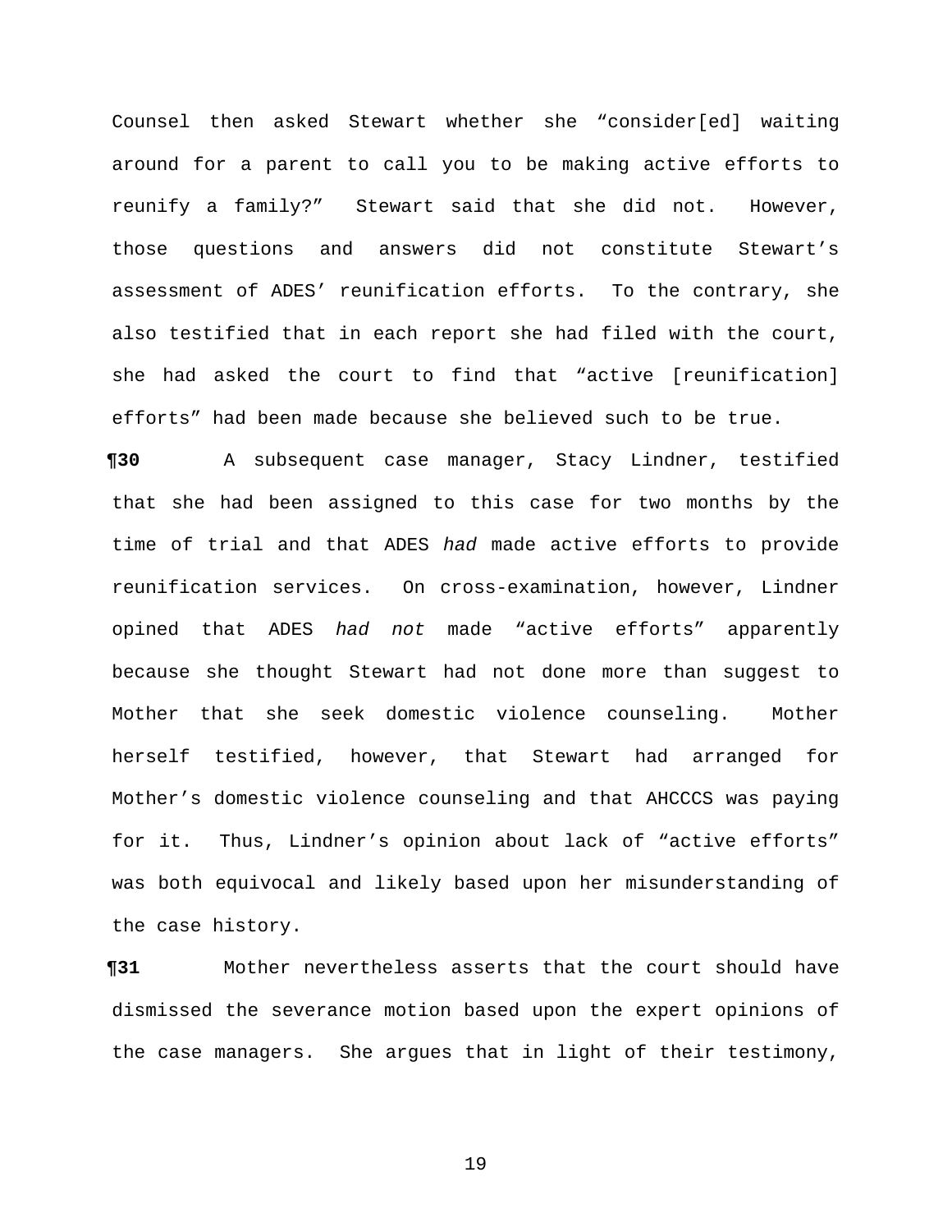Counsel then asked Stewart whether she "consider[ed] waiting around for a parent to call you to be making active efforts to reunify a family?" Stewart said that she did not. However, those questions and answers did not constitute Stewart's assessment of ADES' reunification efforts. To the contrary, she also testified that in each report she had filed with the court, she had asked the court to find that "active [reunification] efforts" had been made because she believed such to be true.

**¶30** A subsequent case manager, Stacy Lindner, testified that she had been assigned to this case for two months by the time of trial and that ADES *had* made active efforts to provide reunification services. On cross-examination, however, Lindner opined that ADES *had not* made "active efforts" apparently because she thought Stewart had not done more than suggest to Mother that she seek domestic violence counseling. Mother herself testified, however, that Stewart had arranged for Mother's domestic violence counseling and that AHCCCS was paying for it. Thus, Lindner's opinion about lack of "active efforts" was both equivocal and likely based upon her misunderstanding of the case history.

**¶31** Mother nevertheless asserts that the court should have dismissed the severance motion based upon the expert opinions of the case managers. She argues that in light of their testimony,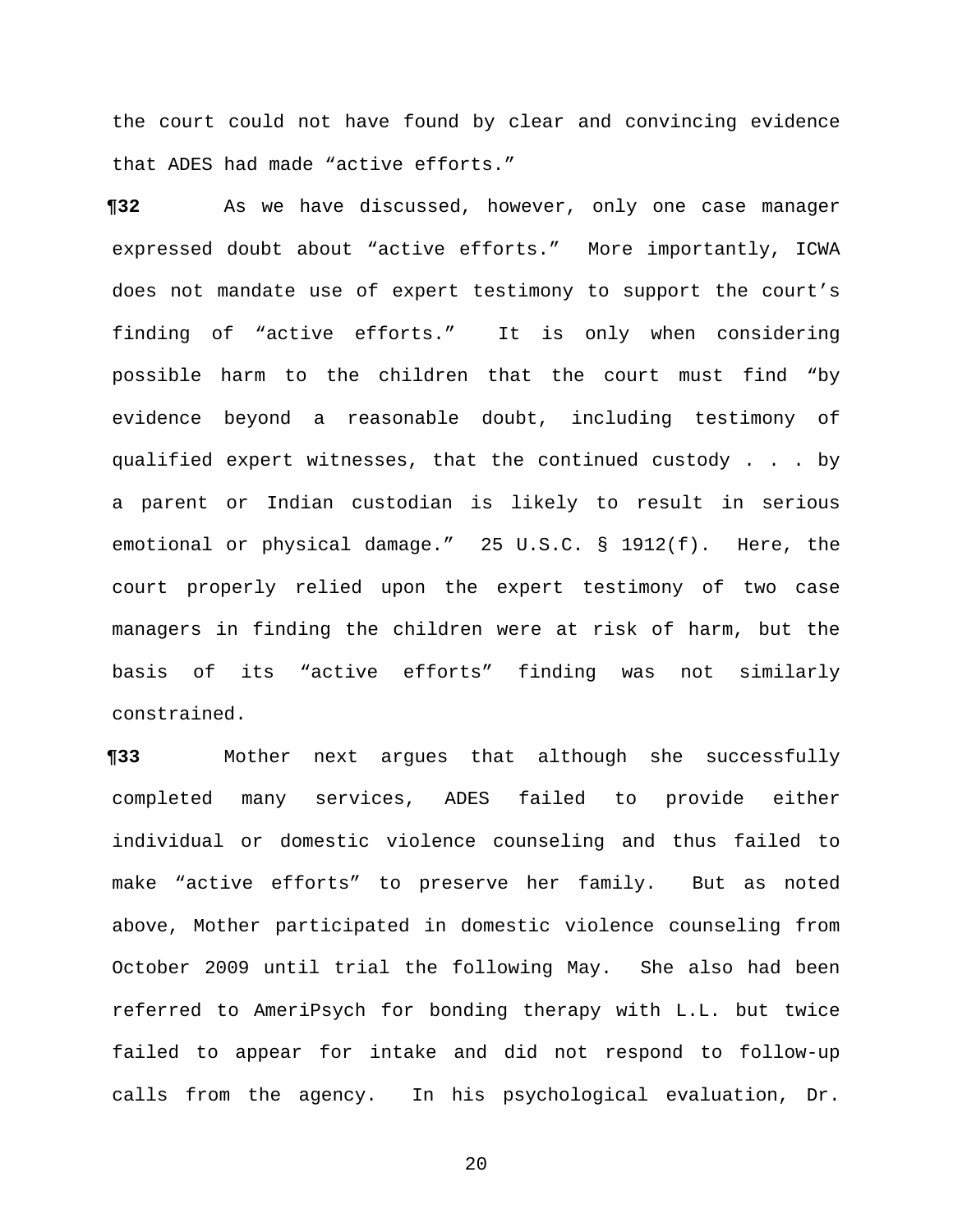the court could not have found by clear and convincing evidence that ADES had made "active efforts."

**¶32** As we have discussed, however, only one case manager expressed doubt about "active efforts." More importantly, ICWA does not mandate use of expert testimony to support the court's finding of "active efforts." It is only when considering possible harm to the children that the court must find "by evidence beyond a reasonable doubt, including testimony of qualified expert witnesses, that the continued custody . . . by a parent or Indian custodian is likely to result in serious emotional or physical damage." 25 U.S.C. § 1912(f). Here, the court properly relied upon the expert testimony of two case managers in finding the children were at risk of harm, but the basis of its "active efforts" finding was not similarly constrained.

**¶33** Mother next argues that although she successfully completed many services, ADES failed to provide either individual or domestic violence counseling and thus failed to make "active efforts" to preserve her family. But as noted above, Mother participated in domestic violence counseling from October 2009 until trial the following May. She also had been referred to AmeriPsych for bonding therapy with L.L. but twice failed to appear for intake and did not respond to follow-up calls from the agency. In his psychological evaluation, Dr.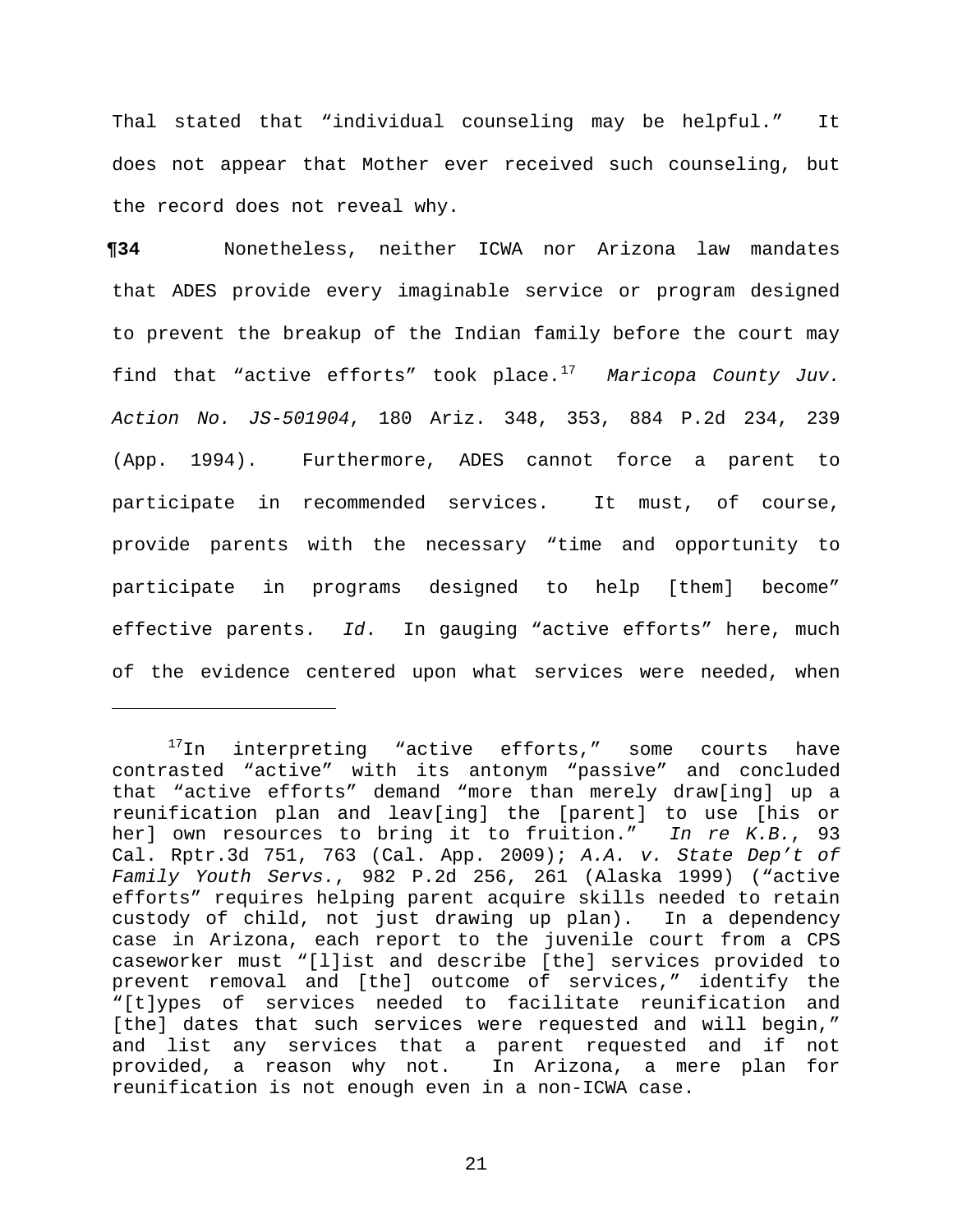Thal stated that "individual counseling may be helpful." It does not appear that Mother ever received such counseling, but the record does not reveal why.

**¶34** Nonetheless, neither ICWA nor Arizona law mandates that ADES provide every imaginable service or program designed to prevent the breakup of the Indian family before the court may find that "active efforts" took place.[17] *Maricopa County Juv. Action No. JS-501904*, 180 Ariz. 348, 353, 884 P.2d 234, 239 (App. 1994). Furthermore, ADES cannot force a parent to participate in recommended services. It must, of course, provide parents with the necessary "time and opportunity to participate in programs designed to help [them] become" effective parents. *Id*. In gauging "active efforts" here, much of the evidence centered upon what services were needed, when

---

[17] In interpreting "active efforts," some courts have contrasted "active" with its antonym "passive" and concluded that "active efforts" demand "more than merely draw[ing] up a reunification plan and leav[ing] the [parent] to use [his or her] own resources to bring it to fruition." *In re K.B.*, 93 Cal. Rptr.3d 751, 763 (Cal. App. 2009); *A.A. v. State Dep't of Family Youth Servs.*, 982 P.2d 256, 261 (Alaska 1999) ("active efforts" requires helping parent acquire skills needed to retain custody of child, not just drawing up plan). In a dependency case in Arizona, each report to the juvenile court from a CPS caseworker must "[l]ist and describe [the] services provided to prevent removal and [the] outcome of services," identify the "[t]ypes of services needed to facilitate reunification and [the] dates that such services were requested and will begin," and list any services that a parent requested and if not provided, a reason why not. In Arizona, a mere plan for reunification is not enough even in a non-ICWA case.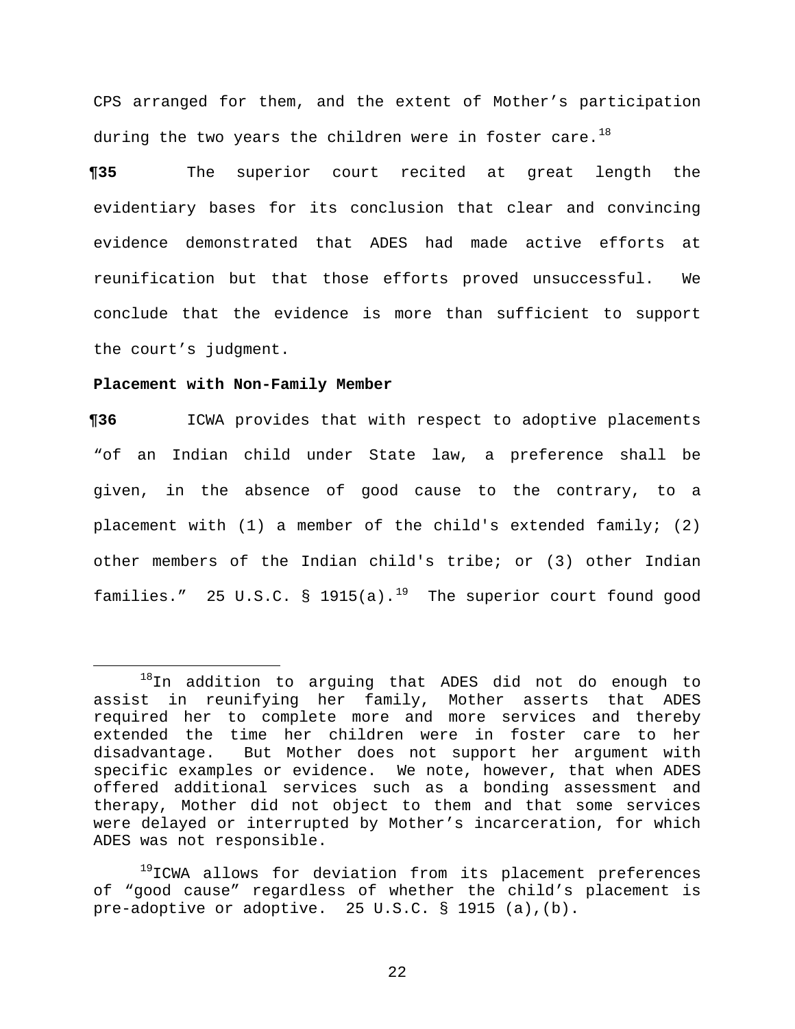CPS arranged for them, and the extent of Mother's participation during the two years the children were in foster care.[18]

**¶35** The superior court recited at great length the evidentiary bases for its conclusion that clear and convincing evidence demonstrated that ADES had made active efforts at reunification but that those efforts proved unsuccessful. We conclude that the evidence is more than sufficient to support the court's judgment.

**Placement with Non-Family Member**

**¶36** ICWA provides that with respect to adoptive placements "of an Indian child under State law, a preference shall be given, in the absence of good cause to the contrary, to a placement with (1) a member of the child's extended family; (2) other members of the Indian child's tribe; or (3) other Indian families." 25 U.S.C. § 1915(a).[19] The superior court found good

---

[18] In addition to arguing that ADES did not do enough to assist in reunifying her family, Mother asserts that ADES required her to complete more and more services and thereby extended the time her children were in foster care to her disadvantage. But Mother does not support her argument with specific examples or evidence. We note, however, that when ADES offered additional services such as a bonding assessment and therapy, Mother did not object to them and that some services were delayed or interrupted by Mother's incarceration, for which ADES was not responsible.

[19] ICWA allows for deviation from its placement preferences of "good cause" regardless of whether the child's placement is pre-adoptive or adoptive. 25 U.S.C. § 1915 (a),(b).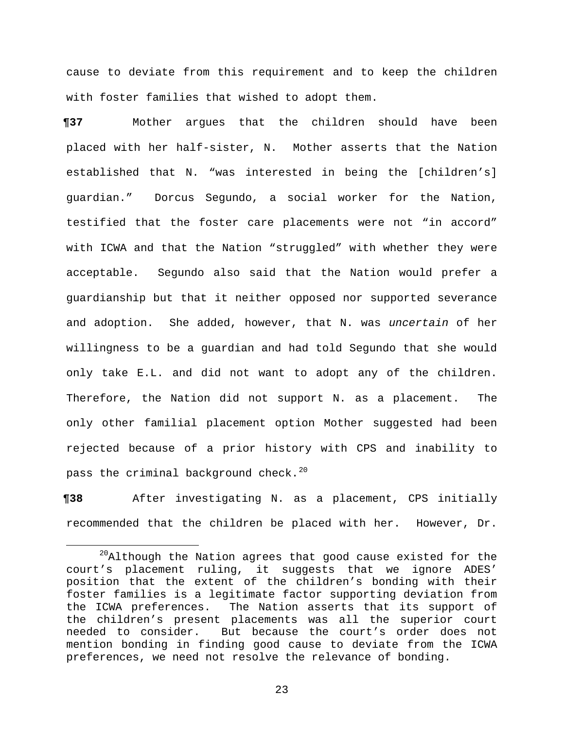cause to deviate from this requirement and to keep the children with foster families that wished to adopt them.

**¶37** Mother argues that the children should have been placed with her half-sister, N. Mother asserts that the Nation established that N. "was interested in being the [children's] guardian." Dorcus Segundo, a social worker for the Nation, testified that the foster care placements were not "in accord" with ICWA and that the Nation "struggled" with whether they were acceptable. Segundo also said that the Nation would prefer a guardianship but that it neither opposed nor supported severance and adoption. She added, however, that N. was *uncertain* of her willingness to be a guardian and had told Segundo that she would only take E.L. and did not want to adopt any of the children. Therefore, the Nation did not support N. as a placement. The only other familial placement option Mother suggested had been rejected because of a prior history with CPS and inability to pass the criminal background check.[20]

**¶38** After investigating N. as a placement, CPS initially recommended that the children be placed with her. However, Dr.

[20] Although the Nation agrees that good cause existed for the court's placement ruling, it suggests that we ignore ADES' position that the extent of the children's bonding with their foster families is a legitimate factor supporting deviation from the ICWA preferences. The Nation asserts that its support of the children's present placements was all the superior court needed to consider. But because the court's order does not mention bonding in finding good cause to deviate from the ICWA preferences, we need not resolve the relevance of bonding.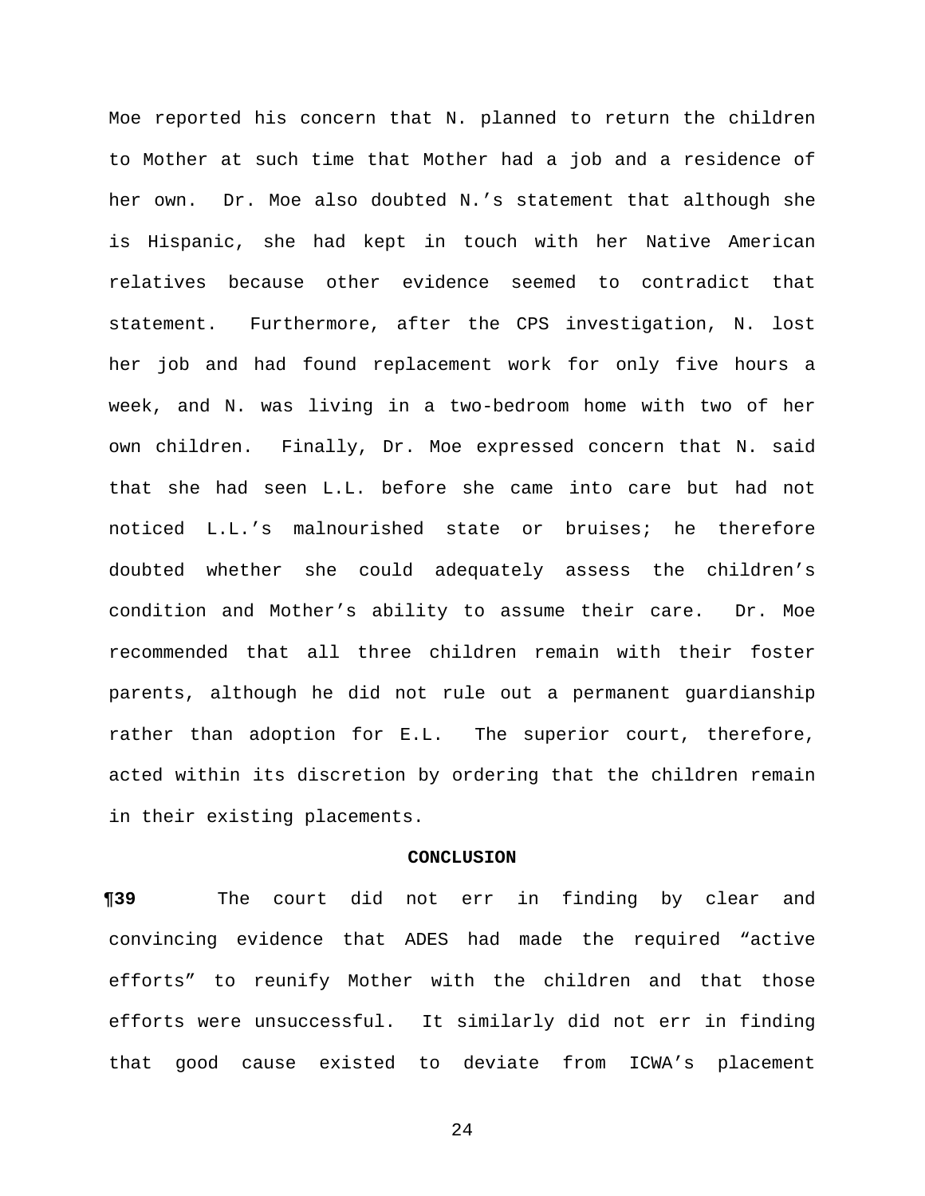Moe reported his concern that N. planned to return the children to Mother at such time that Mother had a job and a residence of her own. Dr. Moe also doubted N.'s statement that although she is Hispanic, she had kept in touch with her Native American relatives because other evidence seemed to contradict that statement. Furthermore, after the CPS investigation, N. lost her job and had found replacement work for only five hours a week, and N. was living in a two-bedroom home with two of her own children. Finally, Dr. Moe expressed concern that N. said that she had seen L.L. before she came into care but had not noticed L.L.'s malnourished state or bruises; he therefore doubted whether she could adequately assess the children's condition and Mother's ability to assume their care. Dr. Moe recommended that all three children remain with their foster parents, although he did not rule out a permanent guardianship rather than adoption for E.L. The superior court, therefore, acted within its discretion by ordering that the children remain in their existing placements.

**CONCLUSION**

**¶39** The court did not err in finding by clear and convincing evidence that ADES had made the required "active efforts" to reunify Mother with the children and that those efforts were unsuccessful. It similarly did not err in finding that good cause existed to deviate from ICWA's placement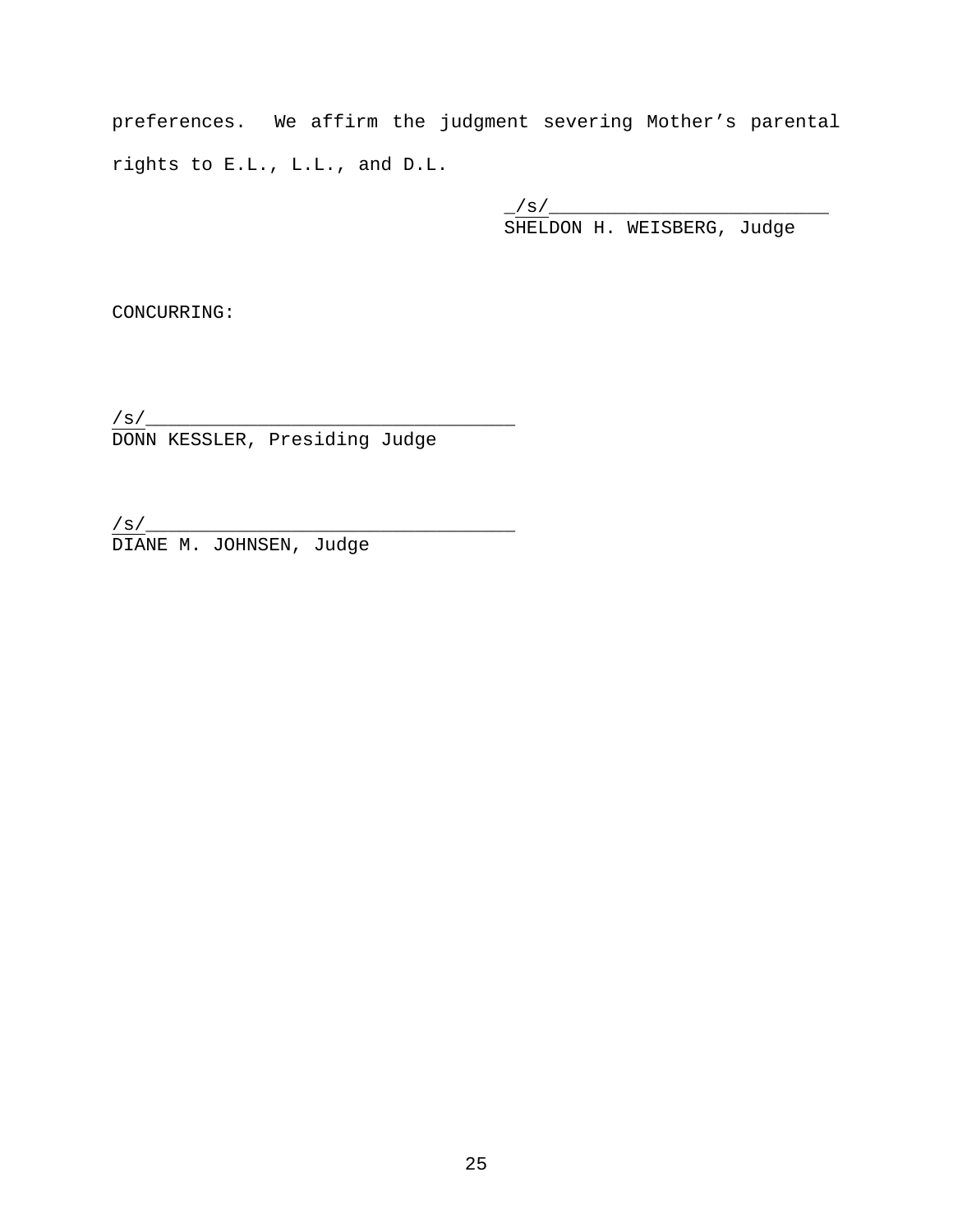preferences. We affirm the judgment severing Mother's parental rights to E.L., L.L., and D.L.

/s/
SHELDON H. WEISBERG, Judge

CONCURRING:

/s/
DONN KESSLER, Presiding Judge

/s/
DIANE M. JOHNSEN, Judge